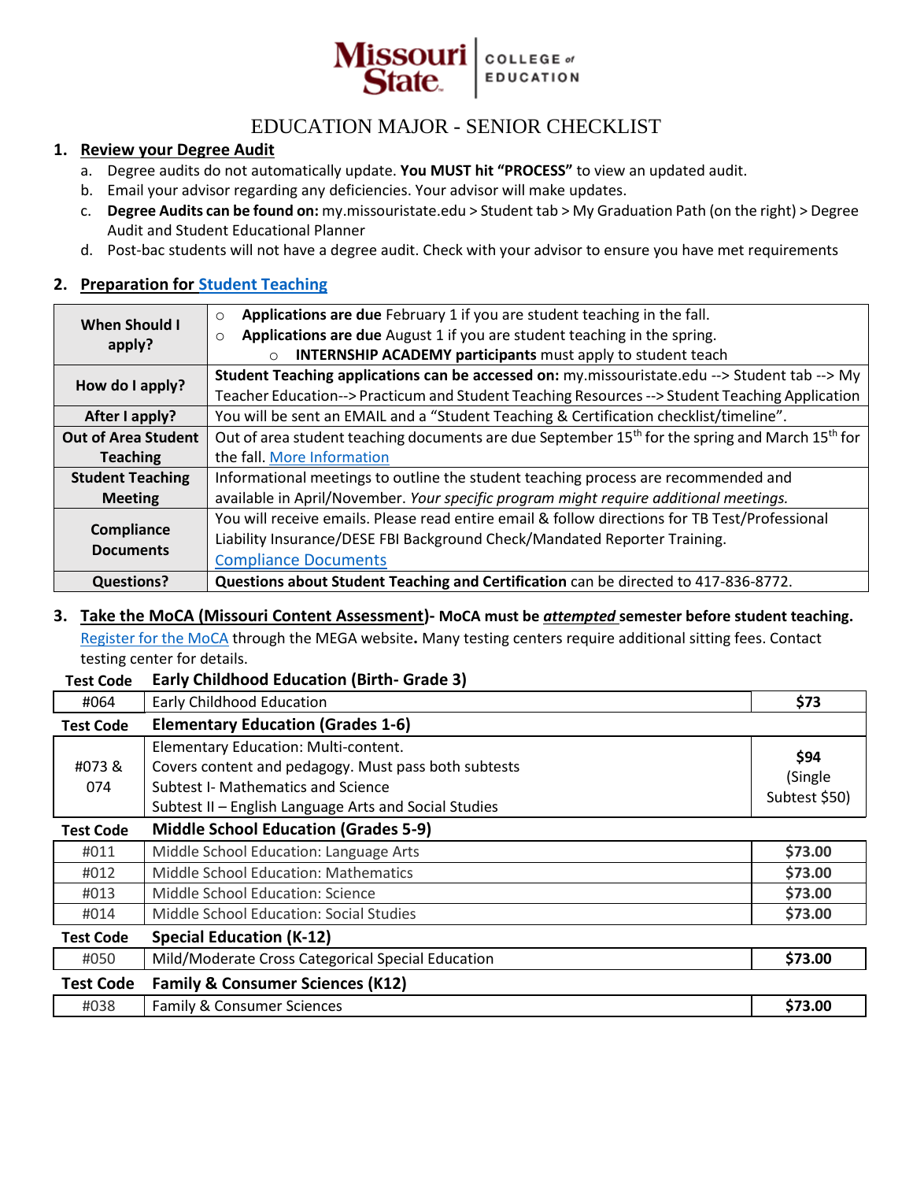Missouri State | COLLEGE of EDUCATION

# EDUCATION MAJOR - SENIOR CHECKLIST

## 1. Review your Degree Audit

a. Degree audits do not automatically update. **You MUST hit "PROCESS"** to view an updated audit.
b. Email your advisor regarding any deficiencies. Your advisor will make updates.
c. **Degree Audits can be found on:** my.missouristate.edu > Student tab > My Graduation Path (on the right) > Degree Audit and Student Educational Planner
d. Post-bac students will not have a degree audit. Check with your advisor to ensure you have met requirements

## 2. Preparation for Student Teaching

| | |
|---|---|
| **When Should I apply?** | ○ **Applications are due** February 1 if you are student teaching in the fall.<br>○ **Applications are due** August 1 if you are student teaching in the spring.<br>○ **INTERNSHIP ACADEMY participants** must apply to student teach |
| **How do I apply?** | **Student Teaching applications can be accessed on:** my.missouristate.edu --> Student tab --> My Teacher Education--> Practicum and Student Teaching Resources --> Student Teaching Application |
| **After I apply?** | You will be sent an EMAIL and a "Student Teaching & Certification checklist/timeline". |
| **Out of Area Student Teaching** | Out of area student teaching documents are due September 15th for the spring and March 15th for the fall. More Information |
| **Student Teaching Meeting** | Informational meetings to outline the student teaching process are recommended and available in April/November. *Your specific program might require additional meetings.* |
| **Compliance Documents** | You will receive emails. Please read entire email & follow directions for TB Test/Professional Liability Insurance/DESE FBI Background Check/Mandated Reporter Training.<br>Compliance Documents |
| **Questions?** | **Questions about Student Teaching and Certification** can be directed to 417-836-8772. |

## 3. Take the MoCA (Missouri Content Assessment)- MoCA must be ***attempted*** semester before student teaching.

Register for the MoCA through the MEGA website**.** Many testing centers require additional sitting fees. Contact testing center for details.

| Test Code | Early Childhood Education (Birth- Grade 3) | |
|---|---|---|
| #064 | Early Childhood Education | **$73** |
| **Test Code** | **Elementary Education (Grades 1-6)** | |
| #073 & 074 | Elementary Education: Multi-content.<br>Covers content and pedagogy. Must pass both subtests<br>Subtest I- Mathematics and Science<br>Subtest II – English Language Arts and Social Studies | **$94**<br>(Single Subtest $50) |
| **Test Code** | **Middle School Education (Grades 5-9)** | |
| #011 | Middle School Education: Language Arts | **$73.00** |
| #012 | Middle School Education: Mathematics | **$73.00** |
| #013 | Middle School Education: Science | **$73.00** |
| #014 | Middle School Education: Social Studies | **$73.00** |
| **Test Code** | **Special Education (K-12)** | |
| #050 | Mild/Moderate Cross Categorical Special Education | **$73.00** |
| **Test Code** | **Family & Consumer Sciences (K12)** | |
| #038 | Family & Consumer Sciences | **$73.00** |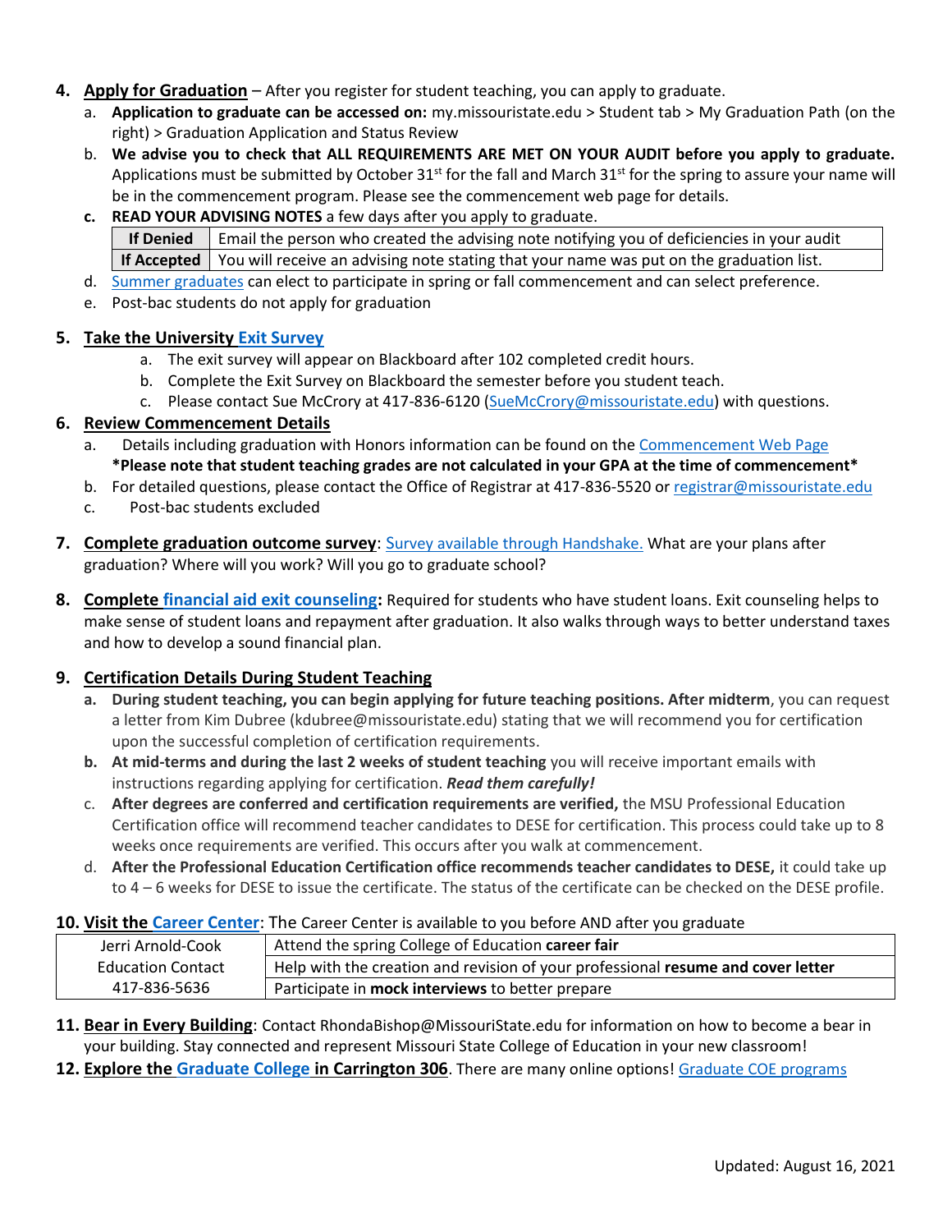4. **Apply for Graduation** – After you register for student teaching, you can apply to graduate.
   a. **Application to graduate can be accessed on:** my.missouristate.edu > Student tab > My Graduation Path (on the right) > Graduation Application and Status Review
   b. **We advise you to check that ALL REQUIREMENTS ARE MET ON YOUR AUDIT before you apply to graduate.** Applications must be submitted by October 31st for the fall and March 31st for the spring to assure your name will be in the commencement program. Please see the commencement web page for details.
   c. **READ YOUR ADVISING NOTES** a few days after you apply to graduate.

| | |
|---|---|
| **If Denied** | Email the person who created the advising note notifying you of deficiencies in your audit |
| **If Accepted** | You will receive an advising note stating that your name was put on the graduation list. |

   d. Summer graduates can elect to participate in spring or fall commencement and can select preference.
   e. Post-bac students do not apply for graduation

5. **Take the University Exit Survey**
   a. The exit survey will appear on Blackboard after 102 completed credit hours.
   b. Complete the Exit Survey on Blackboard the semester before you student teach.
   c. Please contact Sue McCrory at 417-836-6120 (SueMcCrory@missouristate.edu) with questions.

6. **Review Commencement Details**
   a. Details including graduation with Honors information can be found on the Commencement Web Page
   **\*Please note that student teaching grades are not calculated in your GPA at the time of commencement\***
   b. For detailed questions, please contact the Office of Registrar at 417-836-5520 or registrar@missouristate.edu
   c. Post-bac students excluded

7. **Complete graduation outcome survey**: Survey available through Handshake. What are your plans after graduation? Where will you work? Will you go to graduate school?

8. **Complete financial aid exit counseling:** Required for students who have student loans. Exit counseling helps to make sense of student loans and repayment after graduation. It also walks through ways to better understand taxes and how to develop a sound financial plan.

9. **Certification Details During Student Teaching**
   a. **During student teaching, you can begin applying for future teaching positions. After midterm**, you can request a letter from Kim Dubree (kdubree@missouristate.edu) stating that we will recommend you for certification upon the successful completion of certification requirements.
   b. **At mid-terms and during the last 2 weeks of student teaching** you will receive important emails with instructions regarding applying for certification. ***Read them carefully!***
   c. **After degrees are conferred and certification requirements are verified,** the MSU Professional Education Certification office will recommend teacher candidates to DESE for certification. This process could take up to 8 weeks once requirements are verified. This occurs after you walk at commencement.
   d. **After the Professional Education Certification office recommends teacher candidates to DESE,** it could take up to 4 – 6 weeks for DESE to issue the certificate. The status of the certificate can be checked on the DESE profile.

10. **Visit the Career Center**: The Career Center is available to you before AND after you graduate

| | |
|---|---|
| Jerri Arnold-Cook<br>Education Contact<br>417-836-5636 | Attend the spring College of Education **career fair** |
| | Help with the creation and revision of your professional **resume and cover letter** |
| | Participate in **mock interviews** to better prepare |

11. **Bear in Every Building**: Contact RhondaBishop@MissouriState.edu for information on how to become a bear in your building. Stay connected and represent Missouri State College of Education in your new classroom!
12. **Explore the Graduate College in Carrington 306**. There are many online options! Graduate COE programs

Updated: August 16, 2021